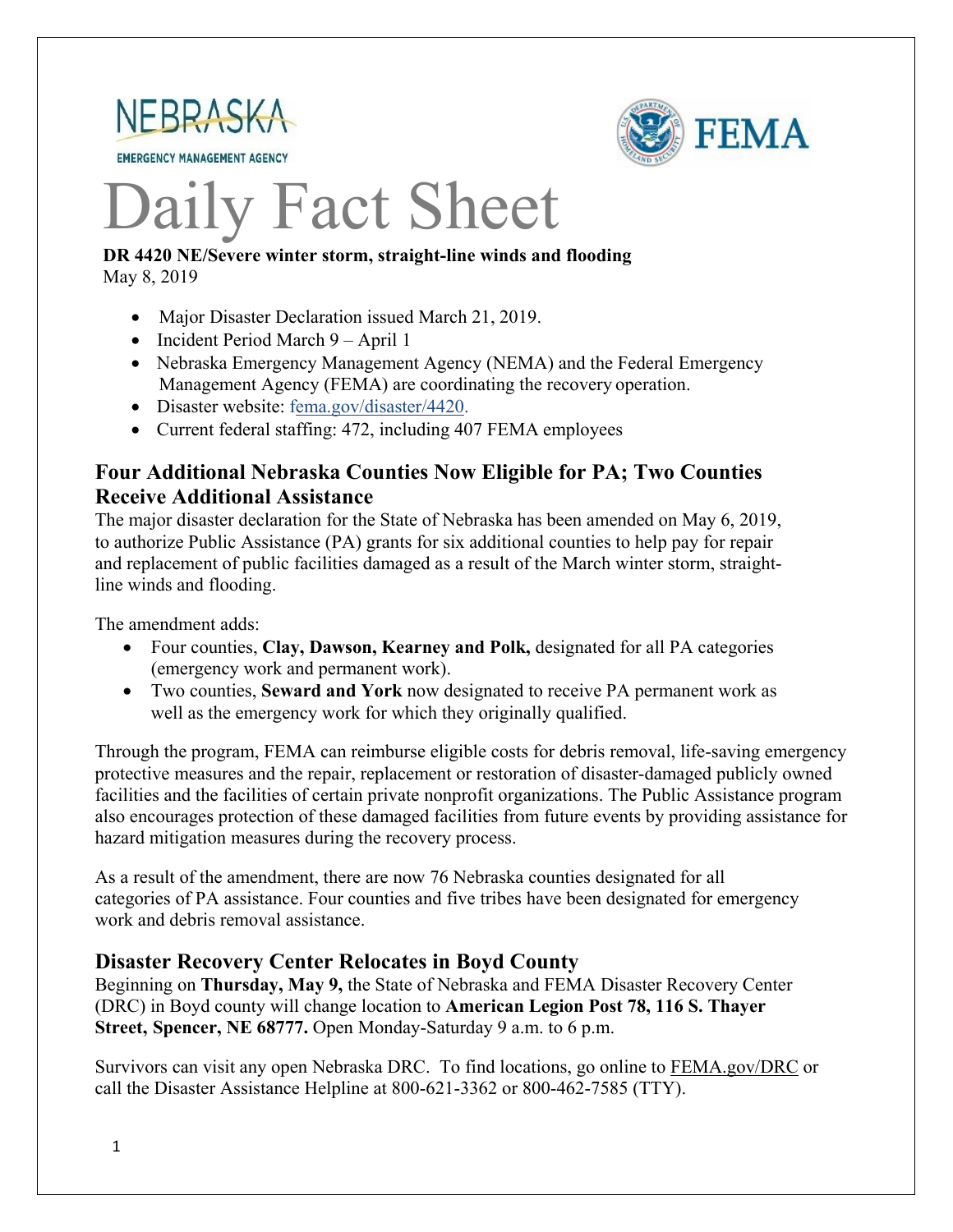NEBRASKA

EMERGENCY MANAGEMENT AGENCY

FEMA

# Daily Fact Sheet

**DR 4420 NE/Severe winter storm, straight-line winds and flooding**
May 8, 2019

- Major Disaster Declaration issued March 21, 2019.
- Incident Period March 9 – April 1
- Nebraska Emergency Management Agency (NEMA) and the Federal Emergency Management Agency (FEMA) are coordinating the recovery operation.
- Disaster website: fema.gov/disaster/4420.
- Current federal staffing: 472, including 407 FEMA employees

## Four Additional Nebraska Counties Now Eligible for PA; Two Counties Receive Additional Assistance

The major disaster declaration for the State of Nebraska has been amended on May 6, 2019, to authorize Public Assistance (PA) grants for six additional counties to help pay for repair and replacement of public facilities damaged as a result of the March winter storm, straight-line winds and flooding.

The amendment adds:

- Four counties, **Clay, Dawson, Kearney and Polk,** designated for all PA categories (emergency work and permanent work).
- Two counties, **Seward and York** now designated to receive PA permanent work as well as the emergency work for which they originally qualified.

Through the program, FEMA can reimburse eligible costs for debris removal, life-saving emergency protective measures and the repair, replacement or restoration of disaster-damaged publicly owned facilities and the facilities of certain private nonprofit organizations. The Public Assistance program also encourages protection of these damaged facilities from future events by providing assistance for hazard mitigation measures during the recovery process.

As a result of the amendment, there are now 76 Nebraska counties designated for all categories of PA assistance. Four counties and five tribes have been designated for emergency work and debris removal assistance.

## Disaster Recovery Center Relocates in Boyd County

Beginning on **Thursday, May 9,** the State of Nebraska and FEMA Disaster Recovery Center (DRC) in Boyd county will change location to **American Legion Post 78, 116 S. Thayer Street, Spencer, NE 68777.** Open Monday-Saturday 9 a.m. to 6 p.m.

Survivors can visit any open Nebraska DRC. To find locations, go online to FEMA.gov/DRC or call the Disaster Assistance Helpline at 800-621-3362 or 800-462-7585 (TTY).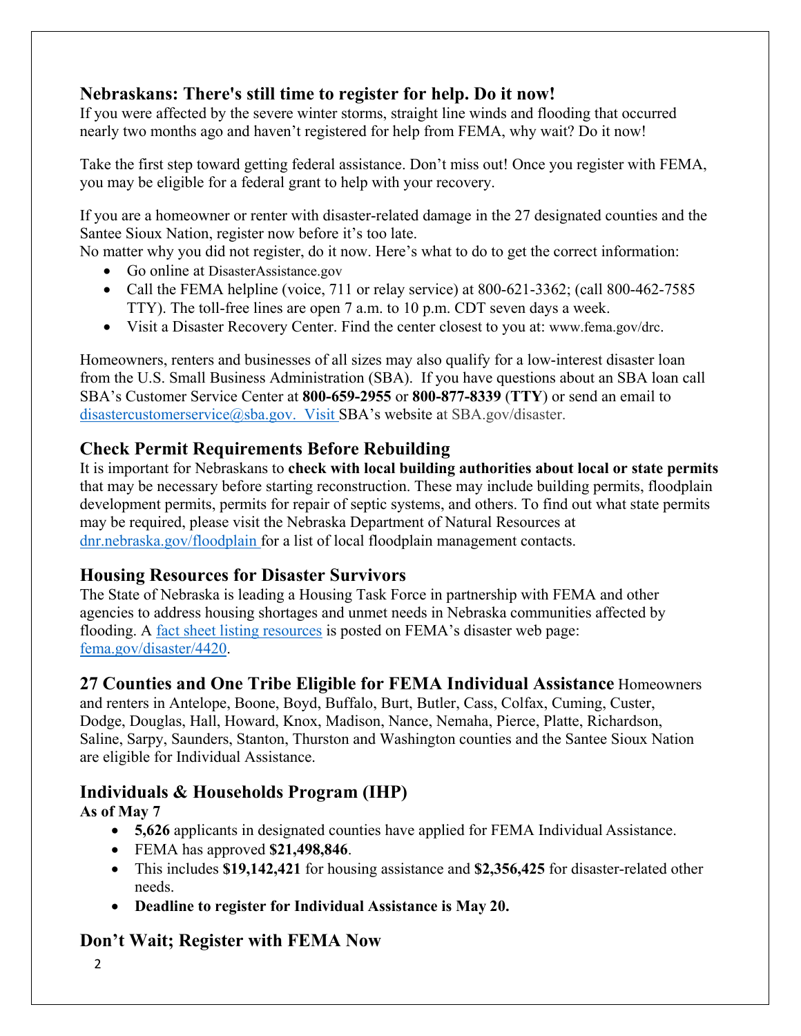## Nebraskans: There's still time to register for help. Do it now!

If you were affected by the severe winter storms, straight line winds and flooding that occurred nearly two months ago and haven't registered for help from FEMA, why wait? Do it now!

Take the first step toward getting federal assistance. Don't miss out! Once you register with FEMA, you may be eligible for a federal grant to help with your recovery.

If you are a homeowner or renter with disaster-related damage in the 27 designated counties and the Santee Sioux Nation, register now before it's too late.

No matter why you did not register, do it now. Here's what to do to get the correct information:

- Go online at DisasterAssistance.gov
- Call the FEMA helpline (voice, 711 or relay service) at 800-621-3362; (call 800-462-7585 TTY). The toll-free lines are open 7 a.m. to 10 p.m. CDT seven days a week.
- Visit a Disaster Recovery Center. Find the center closest to you at: www.fema.gov/drc.

Homeowners, renters and businesses of all sizes may also qualify for a low-interest disaster loan from the U.S. Small Business Administration (SBA). If you have questions about an SBA loan call SBA's Customer Service Center at **800-659-2955** or **800-877-8339** (**TTY**) or send an email to disastercustomerservice@sba.gov. Visit SBA's website at SBA.gov/disaster.

## Check Permit Requirements Before Rebuilding

It is important for Nebraskans to **check with local building authorities about local or state permits** that may be necessary before starting reconstruction. These may include building permits, floodplain development permits, permits for repair of septic systems, and others. To find out what state permits may be required, please visit the Nebraska Department of Natural Resources at dnr.nebraska.gov/floodplain for a list of local floodplain management contacts.

## Housing Resources for Disaster Survivors

The State of Nebraska is leading a Housing Task Force in partnership with FEMA and other agencies to address housing shortages and unmet needs in Nebraska communities affected by flooding. A fact sheet listing resources is posted on FEMA's disaster web page: fema.gov/disaster/4420.

## 27 Counties and One Tribe Eligible for FEMA Individual Assistance

Homeowners and renters in Antelope, Boone, Boyd, Buffalo, Burt, Butler, Cass, Colfax, Cuming, Custer, Dodge, Douglas, Hall, Howard, Knox, Madison, Nance, Nemaha, Pierce, Platte, Richardson, Saline, Sarpy, Saunders, Stanton, Thurston and Washington counties and the Santee Sioux Nation are eligible for Individual Assistance.

## Individuals & Households Program (IHP)

**As of May 7**

- **5,626** applicants in designated counties have applied for FEMA Individual Assistance.
- FEMA has approved **$21,498,846**.
- This includes **$19,142,421** for housing assistance and **$2,356,425** for disaster-related other needs.
- **Deadline to register for Individual Assistance is May 20.**

## Don't Wait; Register with FEMA Now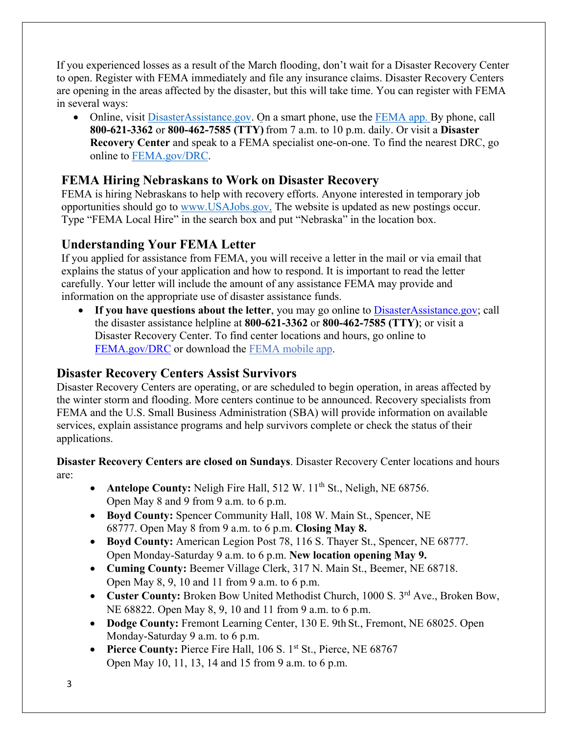If you experienced losses as a result of the March flooding, don't wait for a Disaster Recovery Center to open. Register with FEMA immediately and file any insurance claims. Disaster Recovery Centers are opening in the areas affected by the disaster, but this will take time. You can register with FEMA in several ways:

- Online, visit DisasterAssistance.gov. On a smart phone, use the FEMA app. By phone, call **800-621-3362** or **800-462-7585 (TTY)** from 7 a.m. to 10 p.m. daily. Or visit a **Disaster Recovery Center** and speak to a FEMA specialist one-on-one. To find the nearest DRC, go online to FEMA.gov/DRC.

## FEMA Hiring Nebraskans to Work on Disaster Recovery

FEMA is hiring Nebraskans to help with recovery efforts. Anyone interested in temporary job opportunities should go to www.USAJobs.gov. The website is updated as new postings occur. Type "FEMA Local Hire" in the search box and put "Nebraska" in the location box.

## Understanding Your FEMA Letter

If you applied for assistance from FEMA, you will receive a letter in the mail or via email that explains the status of your application and how to respond. It is important to read the letter carefully. Your letter will include the amount of any assistance FEMA may provide and information on the appropriate use of disaster assistance funds.

- **If you have questions about the letter**, you may go online to DisasterAssistance.gov; call the disaster assistance helpline at **800-621-3362** or **800-462-7585 (TTY)**; or visit a Disaster Recovery Center. To find center locations and hours, go online to FEMA.gov/DRC or download the FEMA mobile app.

## Disaster Recovery Centers Assist Survivors

Disaster Recovery Centers are operating, or are scheduled to begin operation, in areas affected by the winter storm and flooding. More centers continue to be announced. Recovery specialists from FEMA and the U.S. Small Business Administration (SBA) will provide information on available services, explain assistance programs and help survivors complete or check the status of their applications.

**Disaster Recovery Centers are closed on Sundays**. Disaster Recovery Center locations and hours are:

- **Antelope County:** Neligh Fire Hall, 512 W. 11th St., Neligh, NE 68756. Open May 8 and 9 from 9 a.m. to 6 p.m.
- **Boyd County:** Spencer Community Hall, 108 W. Main St., Spencer, NE 68777. Open May 8 from 9 a.m. to 6 p.m. **Closing May 8.**
- **Boyd County:** American Legion Post 78, 116 S. Thayer St., Spencer, NE 68777. Open Monday-Saturday 9 a.m. to 6 p.m. **New location opening May 9.**
- **Cuming County:** Beemer Village Clerk, 317 N. Main St., Beemer, NE 68718. Open May 8, 9, 10 and 11 from 9 a.m. to 6 p.m.
- **Custer County:** Broken Bow United Methodist Church, 1000 S. 3rd Ave., Broken Bow, NE 68822. Open May 8, 9, 10 and 11 from 9 a.m. to 6 p.m.
- **Dodge County:** Fremont Learning Center, 130 E. 9th St., Fremont, NE 68025. Open Monday-Saturday 9 a.m. to 6 p.m.
- **Pierce County:** Pierce Fire Hall, 106 S. 1st St., Pierce, NE 68767 Open May 10, 11, 13, 14 and 15 from 9 a.m. to 6 p.m.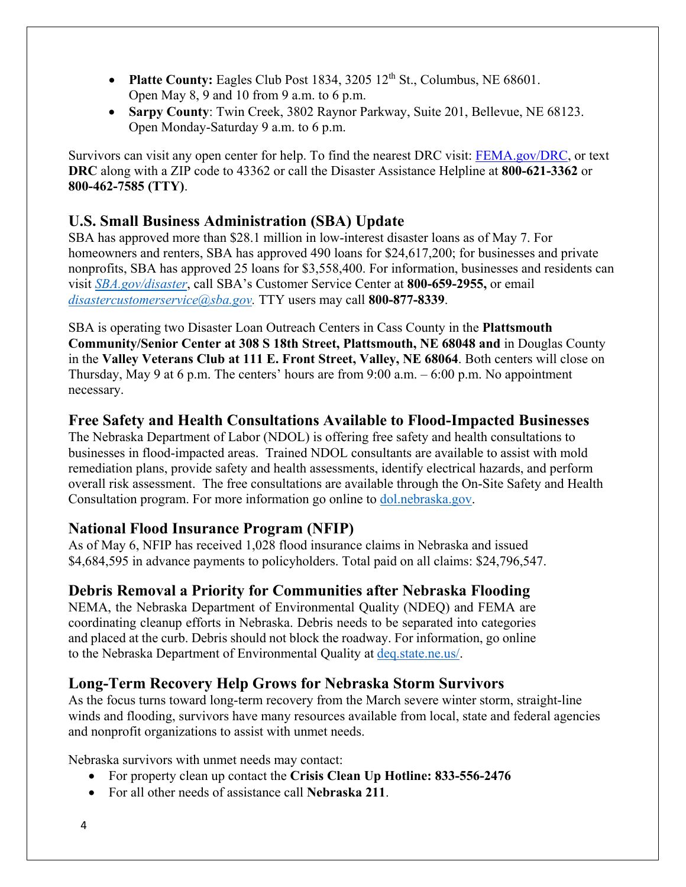- **Platte County:** Eagles Club Post 1834, 3205 12th St., Columbus, NE 68601. Open May 8, 9 and 10 from 9 a.m. to 6 p.m.
- **Sarpy County**: Twin Creek, 3802 Raynor Parkway, Suite 201, Bellevue, NE 68123. Open Monday-Saturday 9 a.m. to 6 p.m.

Survivors can visit any open center for help. To find the nearest DRC visit: FEMA.gov/DRC, or text **DRC** along with a ZIP code to 43362 or call the Disaster Assistance Helpline at **800-621-3362** or **800-462-7585 (TTY)**.

## U.S. Small Business Administration (SBA) Update

SBA has approved more than $28.1 million in low-interest disaster loans as of May 7. For homeowners and renters, SBA has approved 490 loans for $24,617,200; for businesses and private nonprofits, SBA has approved 25 loans for $3,558,400. For information, businesses and residents can visit *SBA.gov/disaster*, call SBA's Customer Service Center at **800-659-2955,** or email *disastercustomerservice@sba.gov.* TTY users may call **800-877-8339**.

SBA is operating two Disaster Loan Outreach Centers in Cass County in the **Plattsmouth Community/Senior Center at 308 S 18th Street, Plattsmouth, NE 68048 and** in Douglas County in the **Valley Veterans Club at 111 E. Front Street, Valley, NE 68064**. Both centers will close on Thursday, May 9 at 6 p.m. The centers' hours are from 9:00 a.m. – 6:00 p.m. No appointment necessary.

## Free Safety and Health Consultations Available to Flood-Impacted Businesses

The Nebraska Department of Labor (NDOL) is offering free safety and health consultations to businesses in flood-impacted areas. Trained NDOL consultants are available to assist with mold remediation plans, provide safety and health assessments, identify electrical hazards, and perform overall risk assessment. The free consultations are available through the On-Site Safety and Health Consultation program. For more information go online to dol.nebraska.gov.

## National Flood Insurance Program (NFIP)

As of May 6, NFIP has received 1,028 flood insurance claims in Nebraska and issued $4,684,595 in advance payments to policyholders. Total paid on all claims: $24,796,547.

## Debris Removal a Priority for Communities after Nebraska Flooding

NEMA, the Nebraska Department of Environmental Quality (NDEQ) and FEMA are coordinating cleanup efforts in Nebraska. Debris needs to be separated into categories and placed at the curb. Debris should not block the roadway. For information, go online to the Nebraska Department of Environmental Quality at deq.state.ne.us/.

## Long-Term Recovery Help Grows for Nebraska Storm Survivors

As the focus turns toward long-term recovery from the March severe winter storm, straight-line winds and flooding, survivors have many resources available from local, state and federal agencies and nonprofit organizations to assist with unmet needs.

Nebraska survivors with unmet needs may contact:

- For property clean up contact the **Crisis Clean Up Hotline: 833-556-2476**
- For all other needs of assistance call **Nebraska 211**.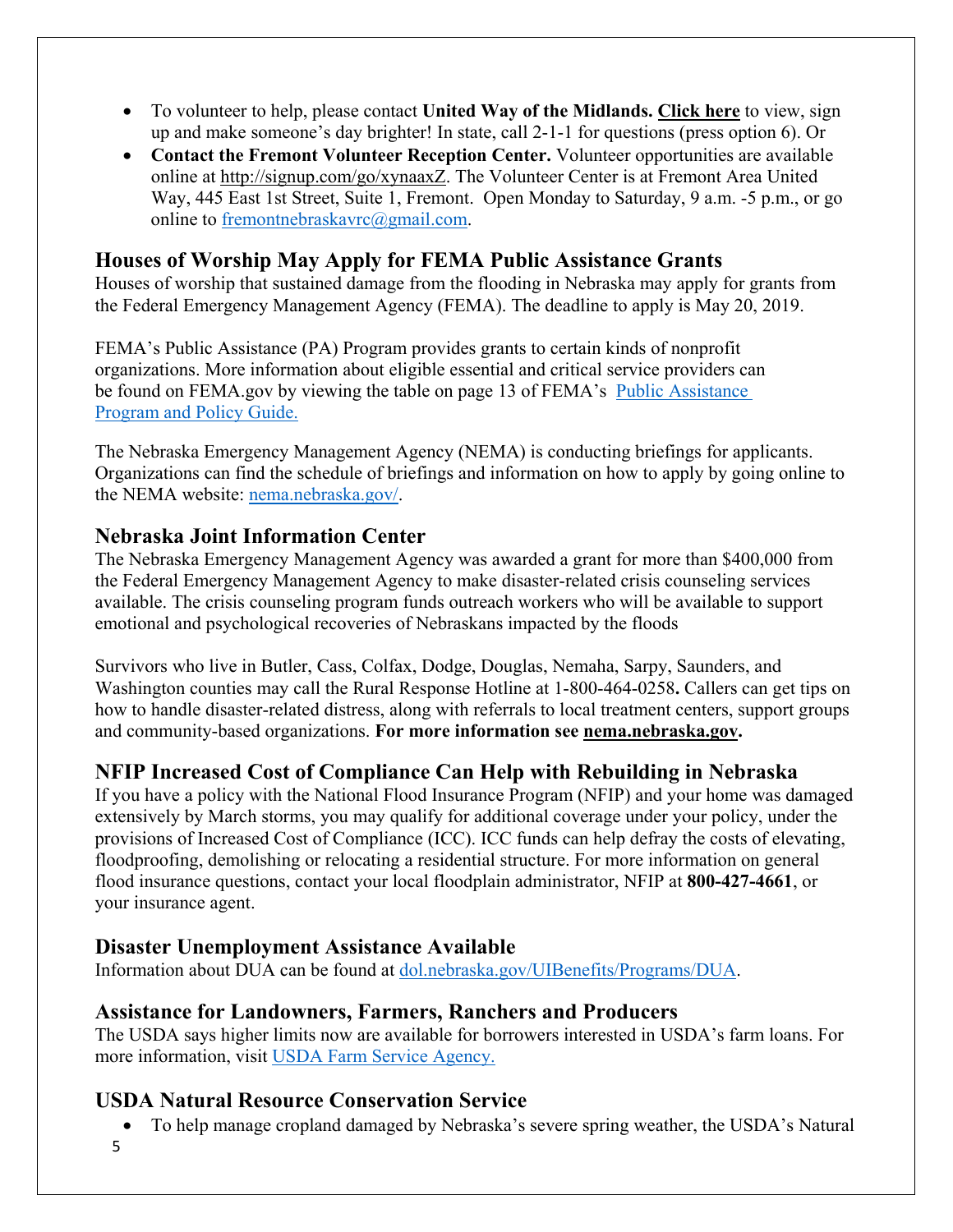- To volunteer to help, please contact **United Way of the Midlands.** **Click here** to view, sign up and make someone's day brighter! In state, call 2-1-1 for questions (press option 6). Or
- **Contact the Fremont Volunteer Reception Center.** Volunteer opportunities are available online at http://signup.com/go/xynaaxZ. The Volunteer Center is at Fremont Area United Way, 445 East 1st Street, Suite 1, Fremont. Open Monday to Saturday, 9 a.m. -5 p.m., or go online to fremontnebraskavrc@gmail.com.

## Houses of Worship May Apply for FEMA Public Assistance Grants

Houses of worship that sustained damage from the flooding in Nebraska may apply for grants from the Federal Emergency Management Agency (FEMA). The deadline to apply is May 20, 2019.

FEMA's Public Assistance (PA) Program provides grants to certain kinds of nonprofit organizations. More information about eligible essential and critical service providers can be found on FEMA.gov by viewing the table on page 13 of FEMA's Public Assistance Program and Policy Guide.

The Nebraska Emergency Management Agency (NEMA) is conducting briefings for applicants. Organizations can find the schedule of briefings and information on how to apply by going online to the NEMA website: nema.nebraska.gov/.

## Nebraska Joint Information Center

The Nebraska Emergency Management Agency was awarded a grant for more than $400,000 from the Federal Emergency Management Agency to make disaster-related crisis counseling services available. The crisis counseling program funds outreach workers who will be available to support emotional and psychological recoveries of Nebraskans impacted by the floods

Survivors who live in Butler, Cass, Colfax, Dodge, Douglas, Nemaha, Sarpy, Saunders, and Washington counties may call the Rural Response Hotline at 1-800-464-0258**.** Callers can get tips on how to handle disaster-related distress, along with referrals to local treatment centers, support groups and community-based organizations. **For more information see nema.nebraska.gov.**

## NFIP Increased Cost of Compliance Can Help with Rebuilding in Nebraska

If you have a policy with the National Flood Insurance Program (NFIP) and your home was damaged extensively by March storms, you may qualify for additional coverage under your policy, under the provisions of Increased Cost of Compliance (ICC). ICC funds can help defray the costs of elevating, floodproofing, demolishing or relocating a residential structure. For more information on general flood insurance questions, contact your local floodplain administrator, NFIP at **800-427-4661**, or your insurance agent.

## Disaster Unemployment Assistance Available

Information about DUA can be found at dol.nebraska.gov/UIBenefits/Programs/DUA.

## Assistance for Landowners, Farmers, Ranchers and Producers

The USDA says higher limits now are available for borrowers interested in USDA's farm loans. For more information, visit USDA Farm Service Agency.

## USDA Natural Resource Conservation Service

- To help manage cropland damaged by Nebraska's severe spring weather, the USDA's Natural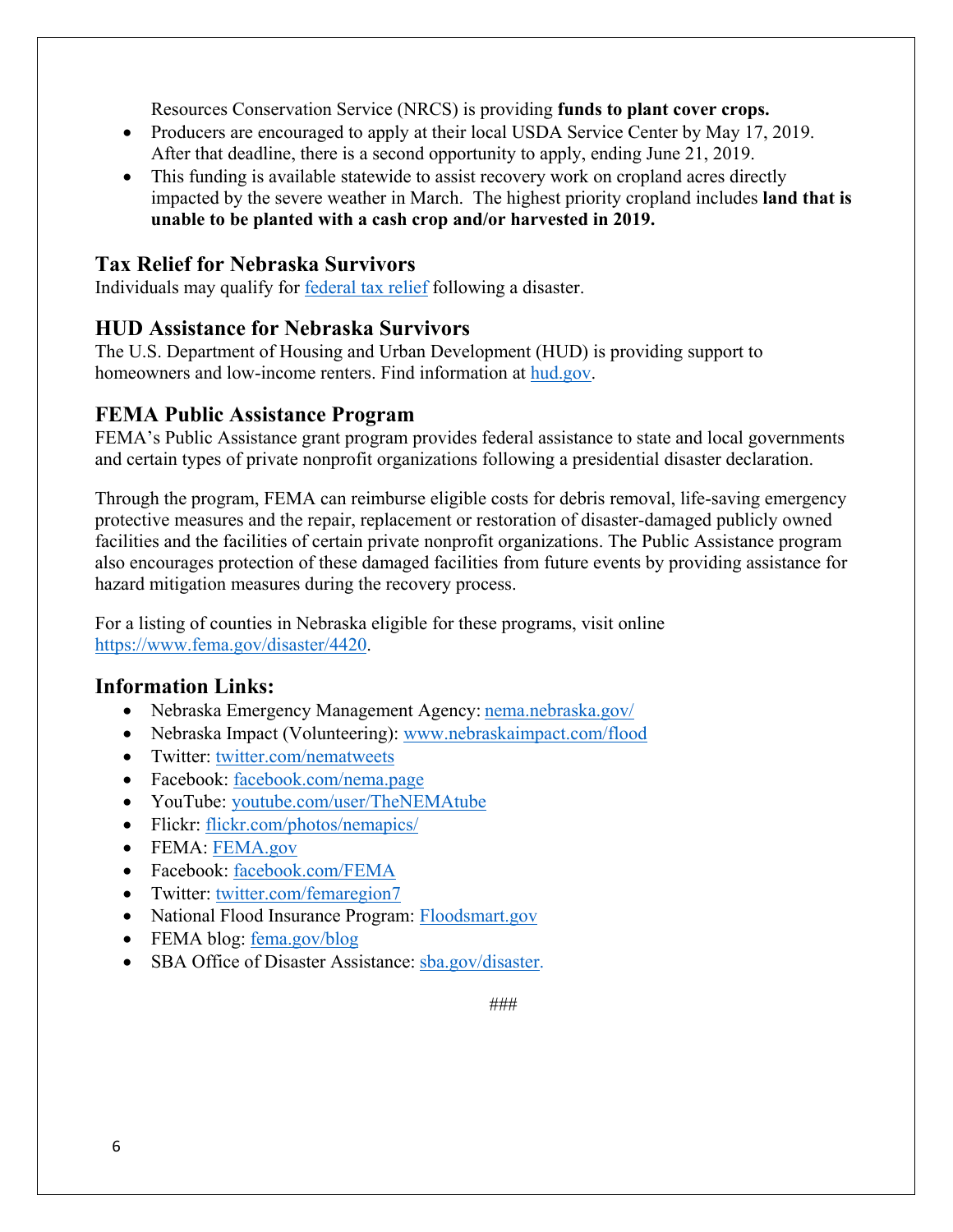Resources Conservation Service (NRCS) is providing **funds to plant cover crops.**

- Producers are encouraged to apply at their local USDA Service Center by May 17, 2019. After that deadline, there is a second opportunity to apply, ending June 21, 2019.
- This funding is available statewide to assist recovery work on cropland acres directly impacted by the severe weather in March. The highest priority cropland includes **land that is unable to be planted with a cash crop and/or harvested in 2019.**

## Tax Relief for Nebraska Survivors

Individuals may qualify for federal tax relief following a disaster.

## HUD Assistance for Nebraska Survivors

The U.S. Department of Housing and Urban Development (HUD) is providing support to homeowners and low-income renters. Find information at hud.gov.

## FEMA Public Assistance Program

FEMA's Public Assistance grant program provides federal assistance to state and local governments and certain types of private nonprofit organizations following a presidential disaster declaration.

Through the program, FEMA can reimburse eligible costs for debris removal, life-saving emergency protective measures and the repair, replacement or restoration of disaster-damaged publicly owned facilities and the facilities of certain private nonprofit organizations. The Public Assistance program also encourages protection of these damaged facilities from future events by providing assistance for hazard mitigation measures during the recovery process.

For a listing of counties in Nebraska eligible for these programs, visit online https://www.fema.gov/disaster/4420.

## Information Links:

- Nebraska Emergency Management Agency: nema.nebraska.gov/
- Nebraska Impact (Volunteering): www.nebraskaimpact.com/flood
- Twitter: twitter.com/nematweets
- Facebook: facebook.com/nema.page
- YouTube: youtube.com/user/TheNEMAtube
- Flickr: flickr.com/photos/nemapics/
- FEMA: FEMA.gov
- Facebook: facebook.com/FEMA
- Twitter: twitter.com/femaregion7
- National Flood Insurance Program: Floodsmart.gov
- FEMA blog: fema.gov/blog
- SBA Office of Disaster Assistance: sba.gov/disaster.

###